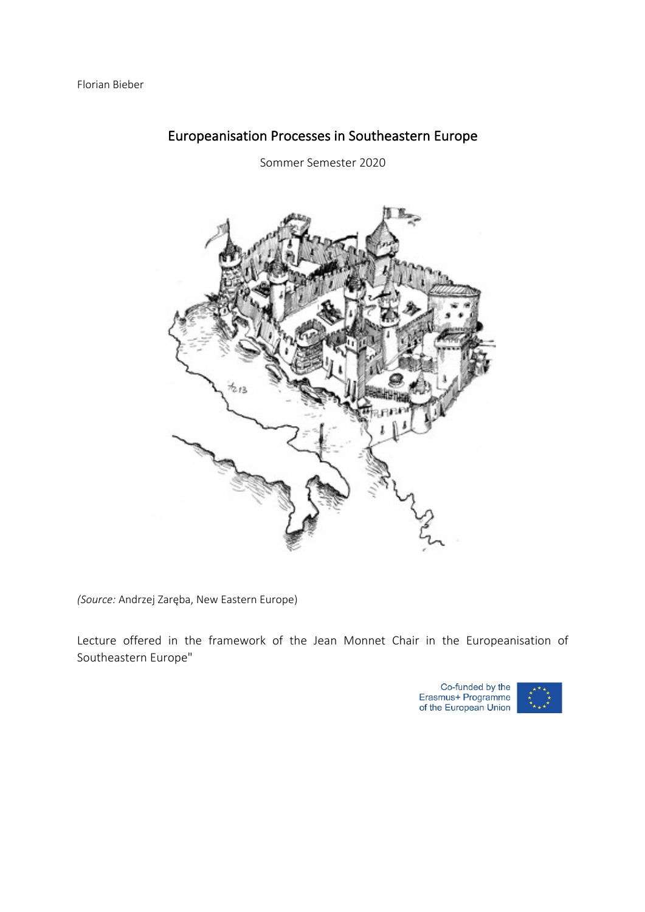Florian Bieber

# Europeanisation Processes in Southeastern Europe

Sommer Semester 2020

*(Source:* Andrzej Zaręba, New Eastern Europe)

Lecture offered in the framework of the Jean Monnet Chair in the Europeanisation of Southeastern Europe"

Co-funded by the Erasmus+ Programme of the European Union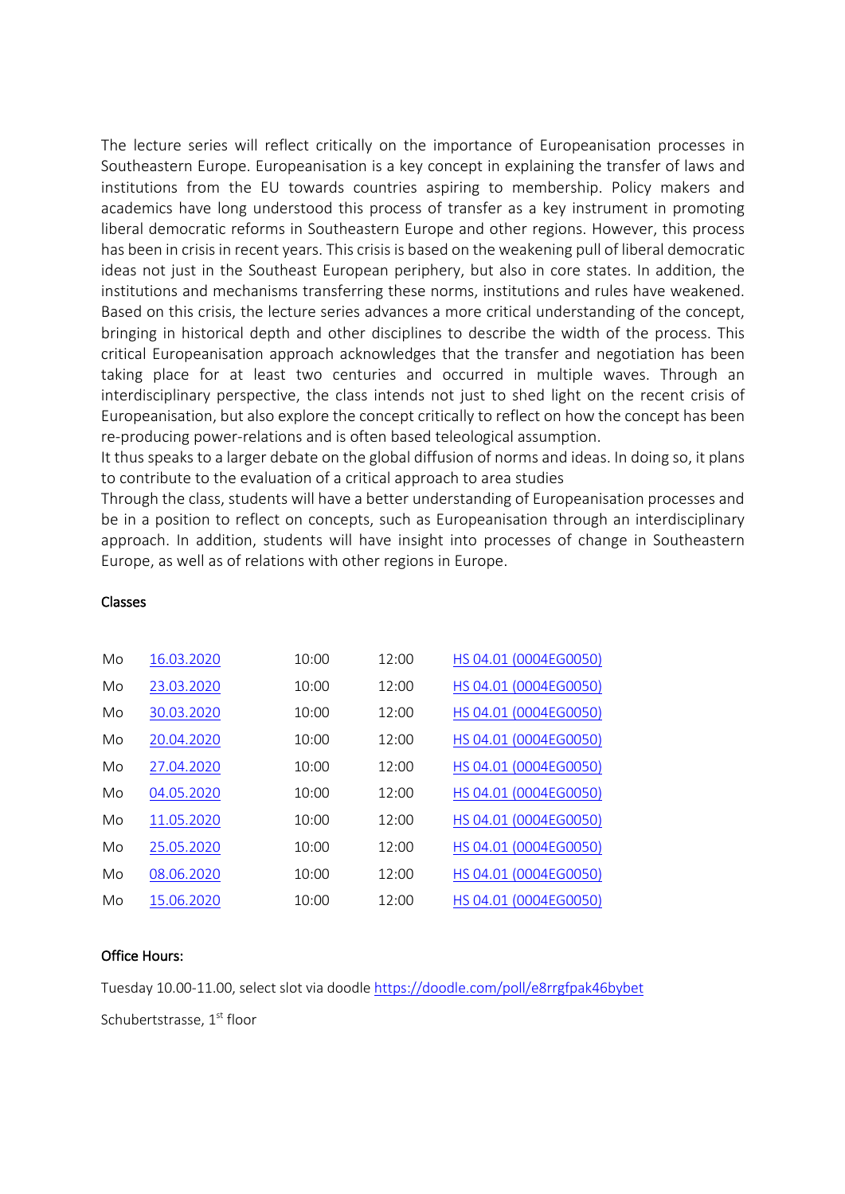The lecture series will reflect critically on the importance of Europeanisation processes in Southeastern Europe. Europeanisation is a key concept in explaining the transfer of laws and institutions from the EU towards countries aspiring to membership. Policy makers and academics have long understood this process of transfer as a key instrument in promoting liberal democratic reforms in Southeastern Europe and other regions. However, this process has been in crisis in recent years. This crisis is based on the weakening pull of liberal democratic ideas not just in the Southeast European periphery, but also in core states. In addition, the institutions and mechanisms transferring these norms, institutions and rules have weakened. Based on this crisis, the lecture series advances a more critical understanding of the concept, bringing in historical depth and other disciplines to describe the width of the process. This critical Europeanisation approach acknowledges that the transfer and negotiation has been taking place for at least two centuries and occurred in multiple waves. Through an interdisciplinary perspective, the class intends not just to shed light on the recent crisis of Europeanisation, but also explore the concept critically to reflect on how the concept has been re-producing power-relations and is often based teleological assumption.

It thus speaks to a larger debate on the global diffusion of norms and ideas. In doing so, it plans to contribute to the evaluation of a critical approach to area studies

Through the class, students will have a better understanding of Europeanisation processes and be in a position to reflect on concepts, such as Europeanisation through an interdisciplinary approach. In addition, students will have insight into processes of change in Southeastern Europe, as well as of relations with other regions in Europe.

**Classes**

| | | | | |
|---|---|---|---|---|
| Mo | 16.03.2020 | 10:00 | 12:00 | HS 04.01 (0004EG0050) |
| Mo | 23.03.2020 | 10:00 | 12:00 | HS 04.01 (0004EG0050) |
| Mo | 30.03.2020 | 10:00 | 12:00 | HS 04.01 (0004EG0050) |
| Mo | 20.04.2020 | 10:00 | 12:00 | HS 04.01 (0004EG0050) |
| Mo | 27.04.2020 | 10:00 | 12:00 | HS 04.01 (0004EG0050) |
| Mo | 04.05.2020 | 10:00 | 12:00 | HS 04.01 (0004EG0050) |
| Mo | 11.05.2020 | 10:00 | 12:00 | HS 04.01 (0004EG0050) |
| Mo | 25.05.2020 | 10:00 | 12:00 | HS 04.01 (0004EG0050) |
| Mo | 08.06.2020 | 10:00 | 12:00 | HS 04.01 (0004EG0050) |
| Mo | 15.06.2020 | 10:00 | 12:00 | HS 04.01 (0004EG0050) |

**Office Hours:**

Tuesday 10.00-11.00, select slot via doodle https://doodle.com/poll/e8rrgfpak46bybet

Schubertstrasse, 1st floor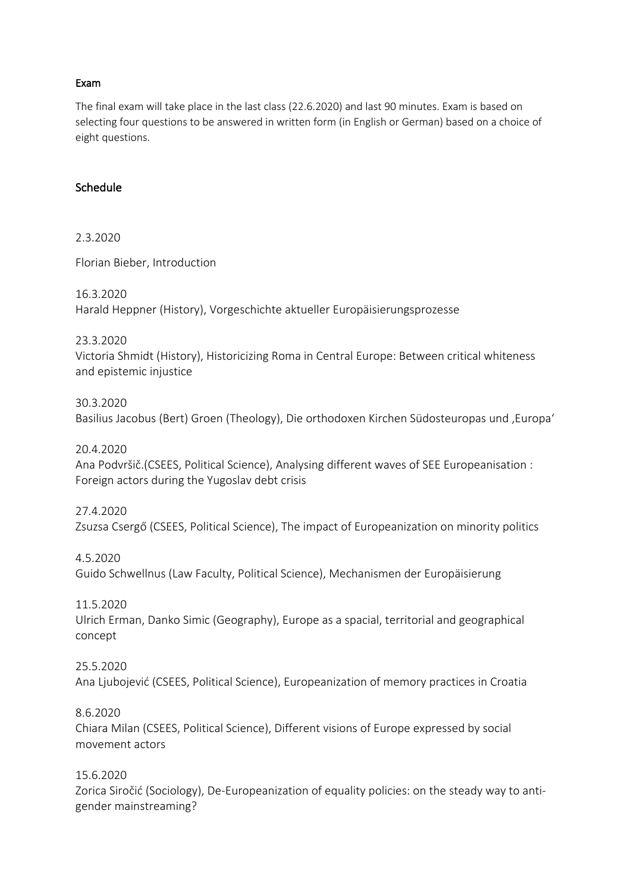## Exam

The final exam will take place in the last class (22.6.2020) and last 90 minutes. Exam is based on selecting four questions to be answered in written form (in English or German) based on a choice of eight questions.

## Schedule

2.3.2020

Florian Bieber, Introduction

16.3.2020
Harald Heppner (History), Vorgeschichte aktueller Europäisierungsprozesse

23.3.2020
Victoria Shmidt (History), Historicizing Roma in Central Europe: Between critical whiteness and epistemic injustice

30.3.2020
Basilius Jacobus (Bert) Groen (Theology), Die orthodoxen Kirchen Südosteuropas und ‚Europa'

20.4.2020
Ana Podvršič.(CSEES, Political Science), Analysing different waves of SEE Europeanisation : Foreign actors during the Yugoslav debt crisis

27.4.2020
Zsuzsa Csergő (CSEES, Political Science), The impact of Europeanization on minority politics

4.5.2020
Guido Schwellnus (Law Faculty, Political Science), Mechanismen der Europäisierung

11.5.2020
Ulrich Erman, Danko Simic (Geography), Europe as a spacial, territorial and geographical concept

25.5.2020
Ana Ljubojević (CSEES, Political Science), Europeanization of memory practices in Croatia

8.6.2020
Chiara Milan (CSEES, Political Science), Different visions of Europe expressed by social movement actors

15.6.2020
Zorica Siročić (Sociology), De-Europeanization of equality policies: on the steady way to anti-gender mainstreaming?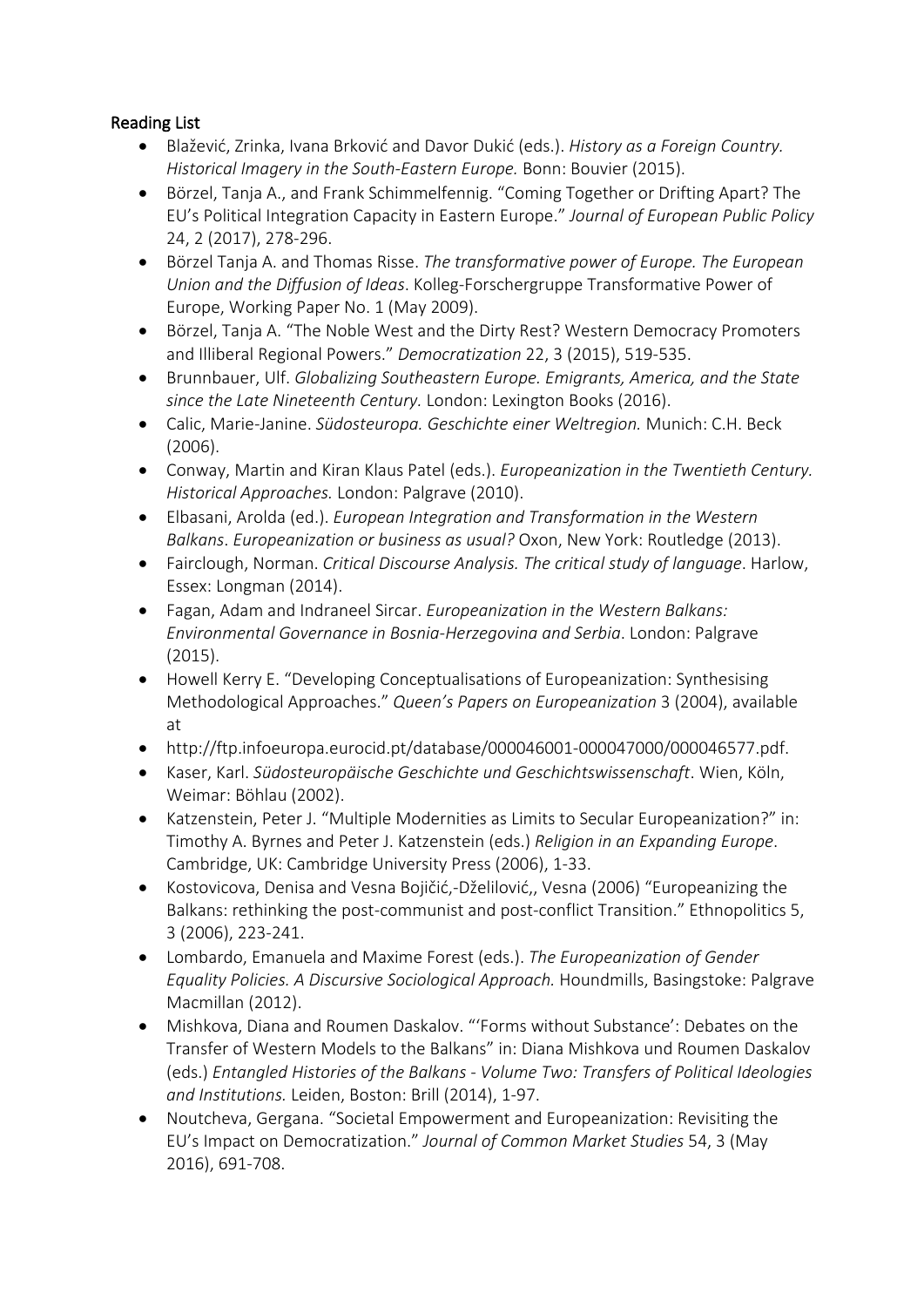## Reading List

- Blažević, Zrinka, Ivana Brković and Davor Dukić (eds.). *History as a Foreign Country. Historical Imagery in the South-Eastern Europe.* Bonn: Bouvier (2015).
- Börzel, Tanja A., and Frank Schimmelfennig. "Coming Together or Drifting Apart? The EU's Political Integration Capacity in Eastern Europe." *Journal of European Public Policy* 24, 2 (2017), 278-296.
- Börzel Tanja A. and Thomas Risse. *The transformative power of Europe. The European Union and the Diffusion of Ideas*. Kolleg-Forschergruppe Transformative Power of Europe, Working Paper No. 1 (May 2009).
- Börzel, Tanja A. "The Noble West and the Dirty Rest? Western Democracy Promoters and Illiberal Regional Powers." *Democratization* 22, 3 (2015), 519-535.
- Brunnbauer, Ulf. *Globalizing Southeastern Europe. Emigrants, America, and the State since the Late Nineteenth Century.* London: Lexington Books (2016).
- Calic, Marie-Janine. *Südosteuropa. Geschichte einer Weltregion.* Munich: C.H. Beck (2006).
- Conway, Martin and Kiran Klaus Patel (eds.). *Europeanization in the Twentieth Century. Historical Approaches.* London: Palgrave (2010).
- Elbasani, Arolda (ed.). *European Integration and Transformation in the Western Balkans. Europeanization or business as usual?* Oxon, New York: Routledge (2013).
- Fairclough, Norman. *Critical Discourse Analysis. The critical study of language*. Harlow, Essex: Longman (2014).
- Fagan, Adam and Indraneel Sircar. *Europeanization in the Western Balkans: Environmental Governance in Bosnia-Herzegovina and Serbia*. London: Palgrave (2015).
- Howell Kerry E. "Developing Conceptualisations of Europeanization: Synthesising Methodological Approaches." *Queen's Papers on Europeanization* 3 (2004), available at
- http://ftp.infoeuropa.eurocid.pt/database/000046001-000047000/000046577.pdf.
- Kaser, Karl. *Südosteuropäische Geschichte und Geschichtswissenschaft*. Wien, Köln, Weimar: Böhlau (2002).
- Katzenstein, Peter J. "Multiple Modernities as Limits to Secular Europeanization?" in: Timothy A. Byrnes and Peter J. Katzenstein (eds.) *Religion in an Expanding Europe*. Cambridge, UK: Cambridge University Press (2006), 1-33.
- Kostovicova, Denisa and Vesna Bojičić,-Dželilović,, Vesna (2006) "Europeanizing the Balkans: rethinking the post-communist and post-conflict Transition." Ethnopolitics 5, 3 (2006), 223-241.
- Lombardo, Emanuela and Maxime Forest (eds.). *The Europeanization of Gender Equality Policies. A Discursive Sociological Approach.* Houndmills, Basingstoke: Palgrave Macmillan (2012).
- Mishkova, Diana and Roumen Daskalov. "'Forms without Substance': Debates on the Transfer of Western Models to the Balkans" in: Diana Mishkova und Roumen Daskalov (eds.) *Entangled Histories of the Balkans - Volume Two: Transfers of Political Ideologies and Institutions.* Leiden, Boston: Brill (2014), 1-97.
- Noutcheva, Gergana. "Societal Empowerment and Europeanization: Revisiting the EU's Impact on Democratization." *Journal of Common Market Studies* 54, 3 (May 2016), 691-708.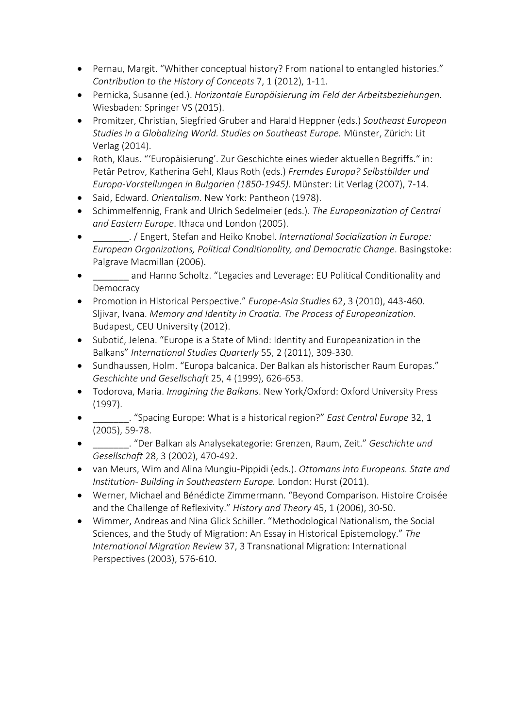- Pernau, Margit. "Whither conceptual history? From national to entangled histories." *Contribution to the History of Concepts* 7, 1 (2012), 1-11.
- Pernicka, Susanne (ed.). *Horizontale Europäisierung im Feld der Arbeitsbeziehungen.* Wiesbaden: Springer VS (2015).
- Promitzer, Christian, Siegfried Gruber and Harald Heppner (eds.) *Southeast European Studies in a Globalizing World. Studies on Southeast Europe.* Münster, Zürich: Lit Verlag (2014).
- Roth, Klaus. "'Europäisierung'. Zur Geschichte eines wieder aktuellen Begriffs." in: Petăr Petrov, Katherina Gehl, Klaus Roth (eds.) *Fremdes Europa? Selbstbilder und Europa-Vorstellungen in Bulgarien (1850-1945)*. Münster: Lit Verlag (2007), 7-14.
- Said, Edward. *Orientalism*. New York: Pantheon (1978).
- Schimmelfennig, Frank and Ulrich Sedelmeier (eds.). *The Europeanization of Central and Eastern Europe*. Ithaca und London (2005).
- _______. / Engert, Stefan and Heiko Knobel. *International Socialization in Europe: European Organizations, Political Conditionality, and Democratic Change*. Basingstoke: Palgrave Macmillan (2006).
- _______ and Hanno Scholtz. "Legacies and Leverage: EU Political Conditionality and Democracy
- Promotion in Historical Perspective." *Europe-Asia Studies* 62, 3 (2010), 443-460. Sljivar, Ivana. *Memory and Identity in Croatia. The Process of Europeanization.* Budapest, CEU University (2012).
- Subotić, Jelena. "Europe is a State of Mind: Identity and Europeanization in the Balkans" *International Studies Quarterly* 55, 2 (2011), 309-330.
- Sundhaussen, Holm. "Europa balcanica. Der Balkan als historischer Raum Europas." *Geschichte und Gesellschaft* 25, 4 (1999), 626-653.
- Todorova, Maria. *Imagining the Balkans*. New York/Oxford: Oxford University Press (1997).
- _______. "Spacing Europe: What is a historical region?" *East Central Europe* 32, 1 (2005), 59-78.
- _______. "Der Balkan als Analysekategorie: Grenzen, Raum, Zeit." *Geschichte und Gesellschaft* 28, 3 (2002), 470-492.
- van Meurs, Wim and Alina Mungiu-Pippidi (eds.). *Ottomans into Europeans. State and Institution- Building in Southeastern Europe.* London: Hurst (2011).
- Werner, Michael and Bénédicte Zimmermann. "Beyond Comparison. Histoire Croisée and the Challenge of Reflexivity." *History and Theory* 45, 1 (2006), 30-50.
- Wimmer, Andreas and Nina Glick Schiller. "Methodological Nationalism, the Social Sciences, and the Study of Migration: An Essay in Historical Epistemology." *The International Migration Review* 37, 3 Transnational Migration: International Perspectives (2003), 576-610.